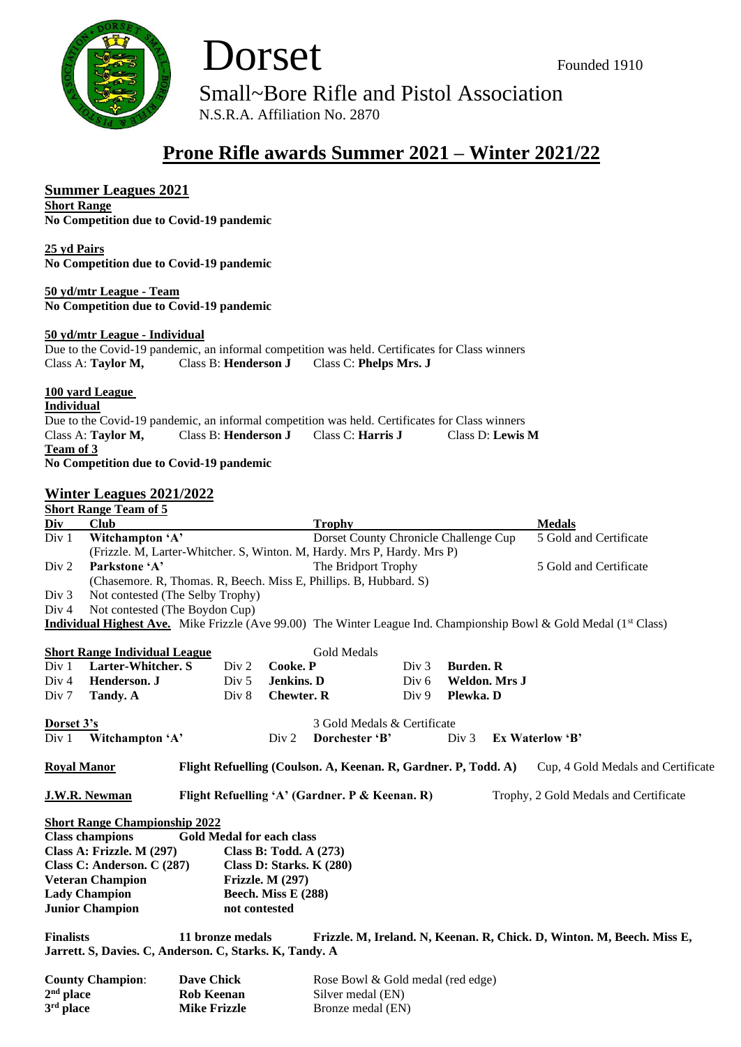# Dorset

Founded 1910

Small~Bore Rifle and Pistol Association

N.S.R.A. Affiliation No. 2870

## Prone Rifle awards Summer 2021 – Winter 2021/22

### Summer Leagues 2021

**Short Range**

**No Competition due to Covid-19 pandemic**

**25 yd Pairs**

**No Competition due to Covid-19 pandemic**

**50 yd/mtr League - Team**

**No Competition due to Covid-19 pandemic**

**50 yd/mtr League - Individual**

Due to the Covid-19 pandemic, an informal competition was held. Certificates for Class winners

Class A: **Taylor M,** Class B: **Henderson J** Class C: **Phelps Mrs. J**

**100 yard League**

**Individual**

Due to the Covid-19 pandemic, an informal competition was held. Certificates for Class winners

Class A: **Taylor M,** Class B: **Henderson J** Class C: **Harris J** Class D: **Lewis M**

**Team of 3**

**No Competition due to Covid-19 pandemic**

### Winter Leagues 2021/2022

**Short Range Team of 5**

| Div | Club | Trophy | Medals |
|---|---|---|---|
| Div 1 | **Witchampton 'A'** (Frizzle. M, Larter-Whitcher. S, Winton. M, Hardy. Mrs P, Hardy. Mrs P) | Dorset County Chronicle Challenge Cup | 5 Gold and Certificate |
| Div 2 | **Parkstone 'A'** (Chasemore. R, Thomas. R, Beech. Miss E, Phillips. B, Hubbard. S) | The Bridport Trophy | 5 Gold and Certificate |
| Div 3 | Not contested (The Selby Trophy) | | |
| Div 4 | Not contested (The Boydon Cup) | | |

**Individual Highest Ave.** Mike Frizzle (Ave 99.00) The Winter League Ind. Championship Bowl & Gold Medal (1st Class)

**Short Range Individual League** Gold Medals

| | | | | | |
|---|---|---|---|---|---|
| Div 1 | **Larter-Whitcher. S** | Div 2 | **Cooke. P** | Div 3 | **Burden. R** |
| Div 4 | **Henderson. J** | Div 5 | **Jenkins. D** | Div 6 | **Weldon. Mrs J** |
| Div 7 | **Tandy. A** | Div 8 | **Chewter. R** | Div 9 | **Plewka. D** |

**Dorset 3's** 3 Gold Medals & Certificate

Div 1 **Witchampton 'A'** Div 2 **Dorchester 'B'** Div 3 **Ex Waterlow 'B'**

**Royal Manor** **Flight Refuelling (Coulson. A, Keenan. R, Gardner. P, Todd. A)** Cup, 4 Gold Medals and Certificate

**J.W.R. Newman** **Flight Refuelling 'A' (Gardner. P & Keenan. R)** Trophy, 2 Gold Medals and Certificate

**Short Range Championship 2022**

**Class champions** **Gold Medal for each class**

**Class A: Frizzle. M (297)** **Class B: Todd. A (273)**

**Class C: Anderson. C (287)** **Class D: Starks. K (280)**

**Veteran Champion** **Frizzle. M (297)**

**Lady Champion** **Beech. Miss E (288)**

**Junior Champion** **not contested**

**Finalists** **11 bronze medals** **Frizzle. M, Ireland. N, Keenan. R, Chick. D, Winton. M, Beech. Miss E, Jarrett. S, Davies. C, Anderson. C, Starks. K, Tandy. A**

| | | |
|---|---|---|
| **County Champion**: | **Dave Chick** | Rose Bowl & Gold medal (red edge) |
| **2nd place** | **Rob Keenan** | Silver medal (EN) |
| **3rd place** | **Mike Frizzle** | Bronze medal (EN) |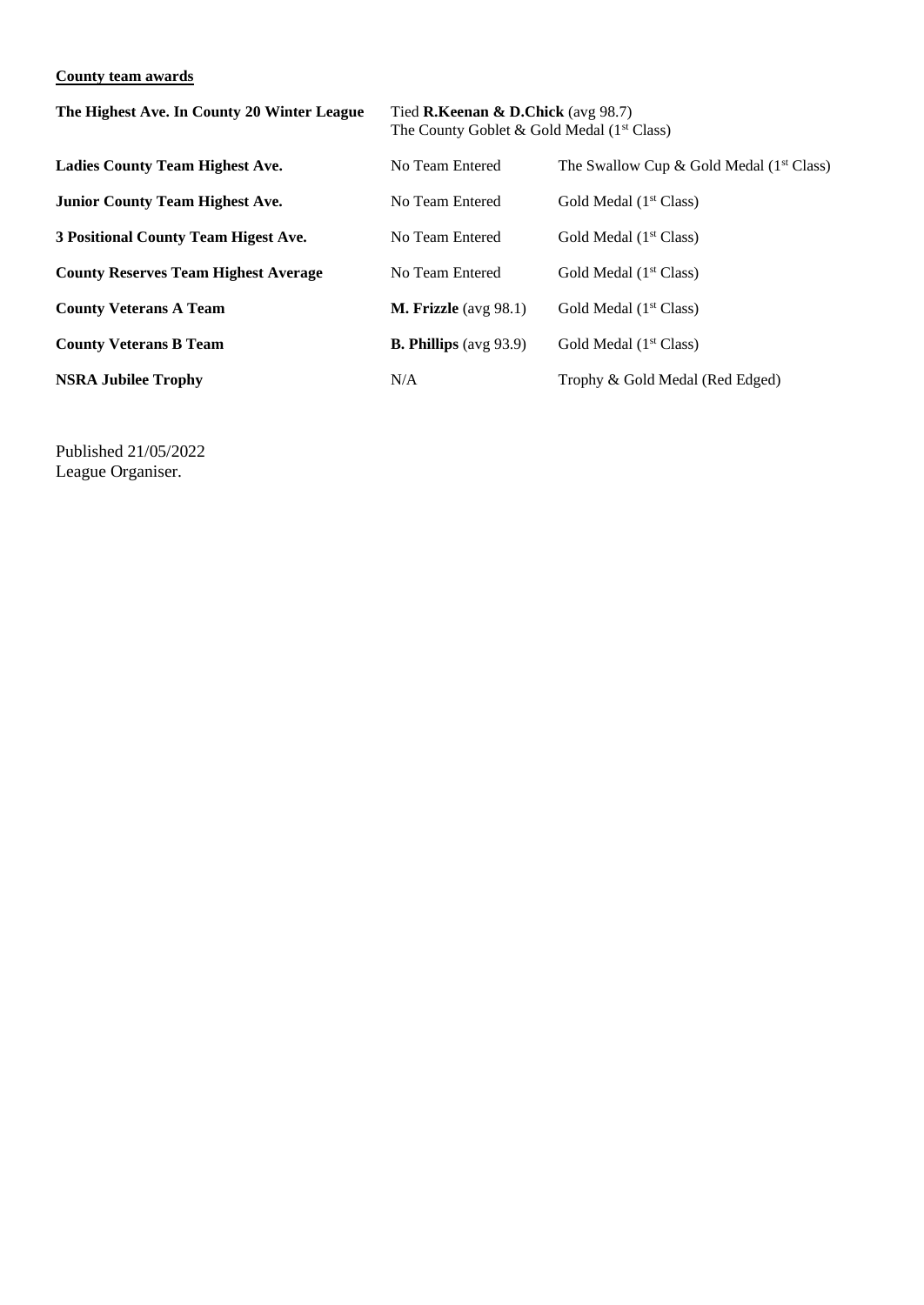**County team awards**

| | | |
|---|---|---|
| **The Highest Ave. In County 20 Winter League** | Tied **R.Keenan & D.Chick** (avg 98.7) The County Goblet & Gold Medal (1st Class) | |
| **Ladies County Team Highest Ave.** | No Team Entered | The Swallow Cup & Gold Medal (1st Class) |
| **Junior County Team Highest Ave.** | No Team Entered | Gold Medal (1st Class) |
| **3 Positional County Team Higest Ave.** | No Team Entered | Gold Medal (1st Class) |
| **County Reserves Team Highest Average** | No Team Entered | Gold Medal (1st Class) |
| **County Veterans A Team** | **M. Frizzle** (avg 98.1) | Gold Medal (1st Class) |
| **County Veterans B Team** | **B. Phillips** (avg 93.9) | Gold Medal (1st Class) |
| **NSRA Jubilee Trophy** | N/A | Trophy & Gold Medal (Red Edged) |

Published 21/05/2022
League Organiser.